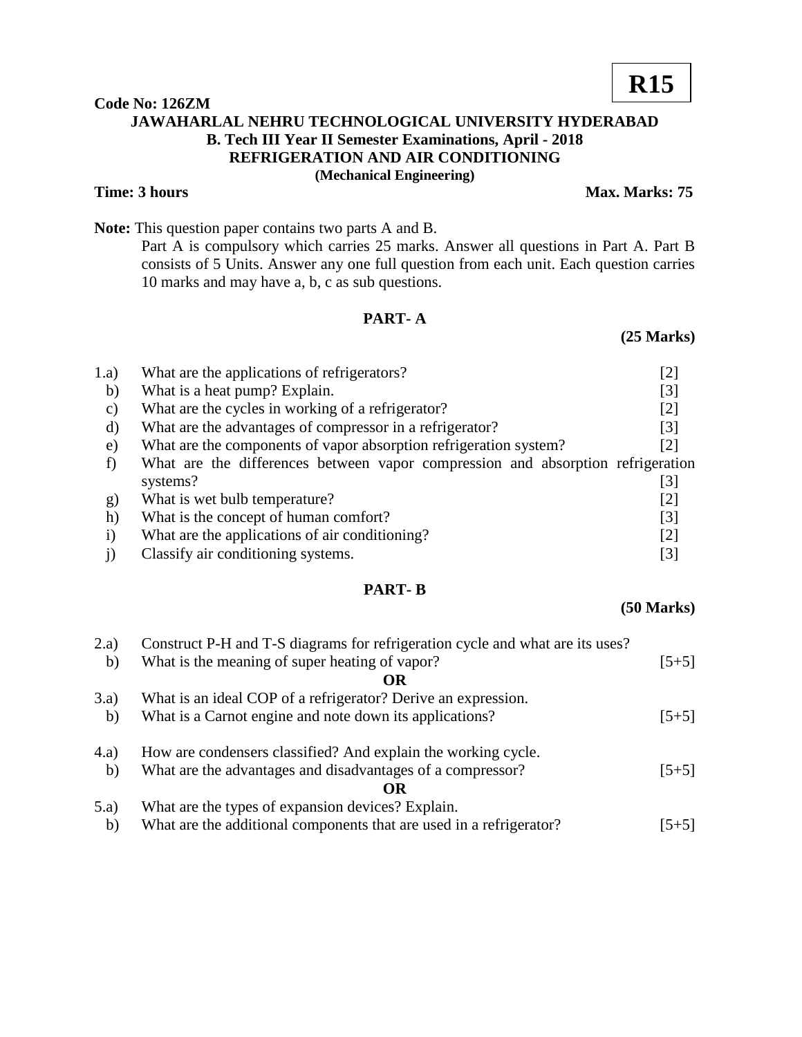**R15**

**Code No: 126ZM**

# JAWAHARLAL NEHRU TECHNOLOGICAL UNIVERSITY HYDERABAD

## B. Tech III Year II Semester Examinations, April - 2018

## REFRIGERATION AND AIR CONDITIONING

**(Mechanical Engineering)**

**Time: 3 hours** **Max. Marks: 75**

**Note:** This question paper contains two parts A and B.

Part A is compulsory which carries 25 marks. Answer all questions in Part A. Part B consists of 5 Units. Answer any one full question from each unit. Each question carries 10 marks and may have a, b, c as sub questions.

## PART- A

**(25 Marks)**

1.a) What are the applications of refrigerators? [2]

b) What is a heat pump? Explain. [3]

c) What are the cycles in working of a refrigerator? [2]

d) What are the advantages of compressor in a refrigerator? [3]

e) What are the components of vapor absorption refrigeration system? [2]

f) What are the differences between vapor compression and absorption refrigeration systems? [3]

g) What is wet bulb temperature? [2]

h) What is the concept of human comfort? [3]

i) What are the applications of air conditioning? [2]

j) Classify air conditioning systems. [3]

## PART- B

**(50 Marks)**

2.a) Construct P-H and T-S diagrams for refrigeration cycle and what are its uses?

b) What is the meaning of super heating of vapor? [5+5]

**OR**

3.a) What is an ideal COP of a refrigerator? Derive an expression.

b) What is a Carnot engine and note down its applications? [5+5]

4.a) How are condensers classified? And explain the working cycle.

b) What are the advantages and disadvantages of a compressor? [5+5]

**OR**

5.a) What are the types of expansion devices? Explain.

b) What are the additional components that are used in a refrigerator? [5+5]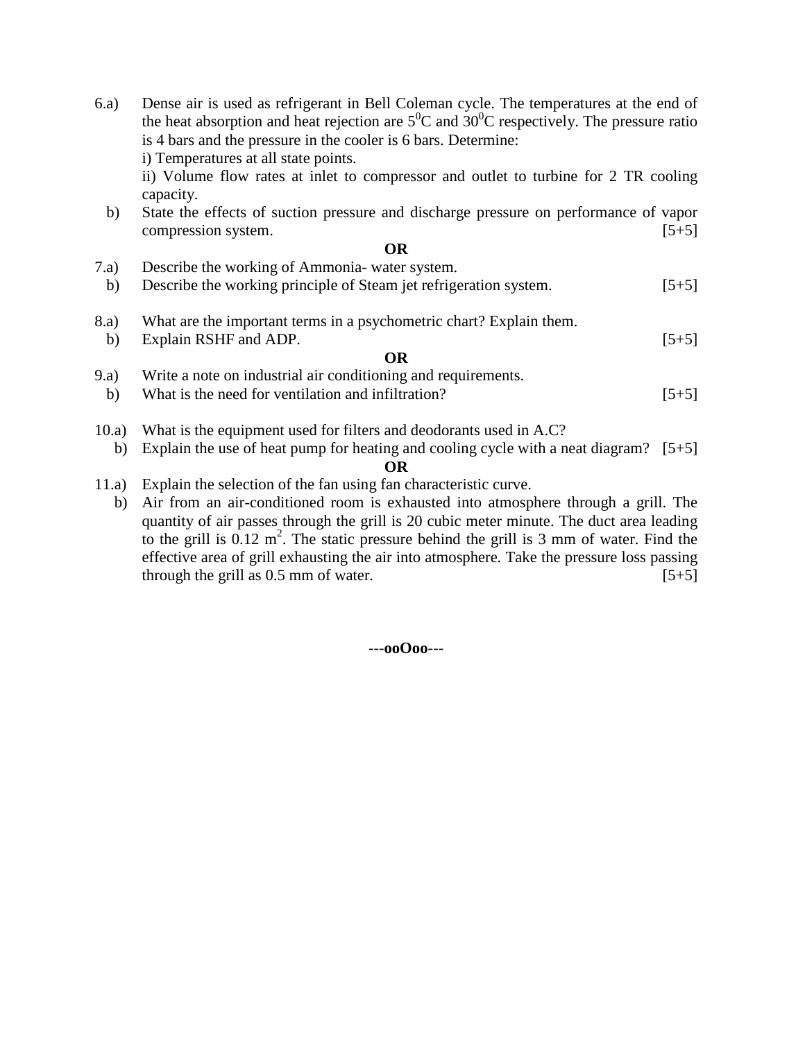6.a) Dense air is used as refrigerant in Bell Coleman cycle. The temperatures at the end of the heat absorption and heat rejection are $5^0$C and $30^0$C respectively. The pressure ratio is 4 bars and the pressure in the cooler is 6 bars. Determine:

i) Temperatures at all state points.

ii) Volume flow rates at inlet to compressor and outlet to turbine for 2 TR cooling capacity.

b) State the effects of suction pressure and discharge pressure on performance of vapor compression system. [5+5]

**OR**

7.a) Describe the working of Ammonia- water system.

b) Describe the working principle of Steam jet refrigeration system. [5+5]

8.a) What are the important terms in a psychometric chart? Explain them.

b) Explain RSHF and ADP. [5+5]

**OR**

9.a) Write a note on industrial air conditioning and requirements.

b) What is the need for ventilation and infiltration? [5+5]

10.a) What is the equipment used for filters and deodorants used in A.C?

b) Explain the use of heat pump for heating and cooling cycle with a neat diagram? [5+5]

**OR**

11.a) Explain the selection of the fan using fan characteristic curve.

b) Air from an air-conditioned room is exhausted into atmosphere through a grill. The quantity of air passes through the grill is 20 cubic meter minute. The duct area leading to the grill is 0.12 $m^2$. The static pressure behind the grill is 3 mm of water. Find the effective area of grill exhausting the air into atmosphere. Take the pressure loss passing through the grill as 0.5 mm of water. [5+5]

**---ooOoo---**